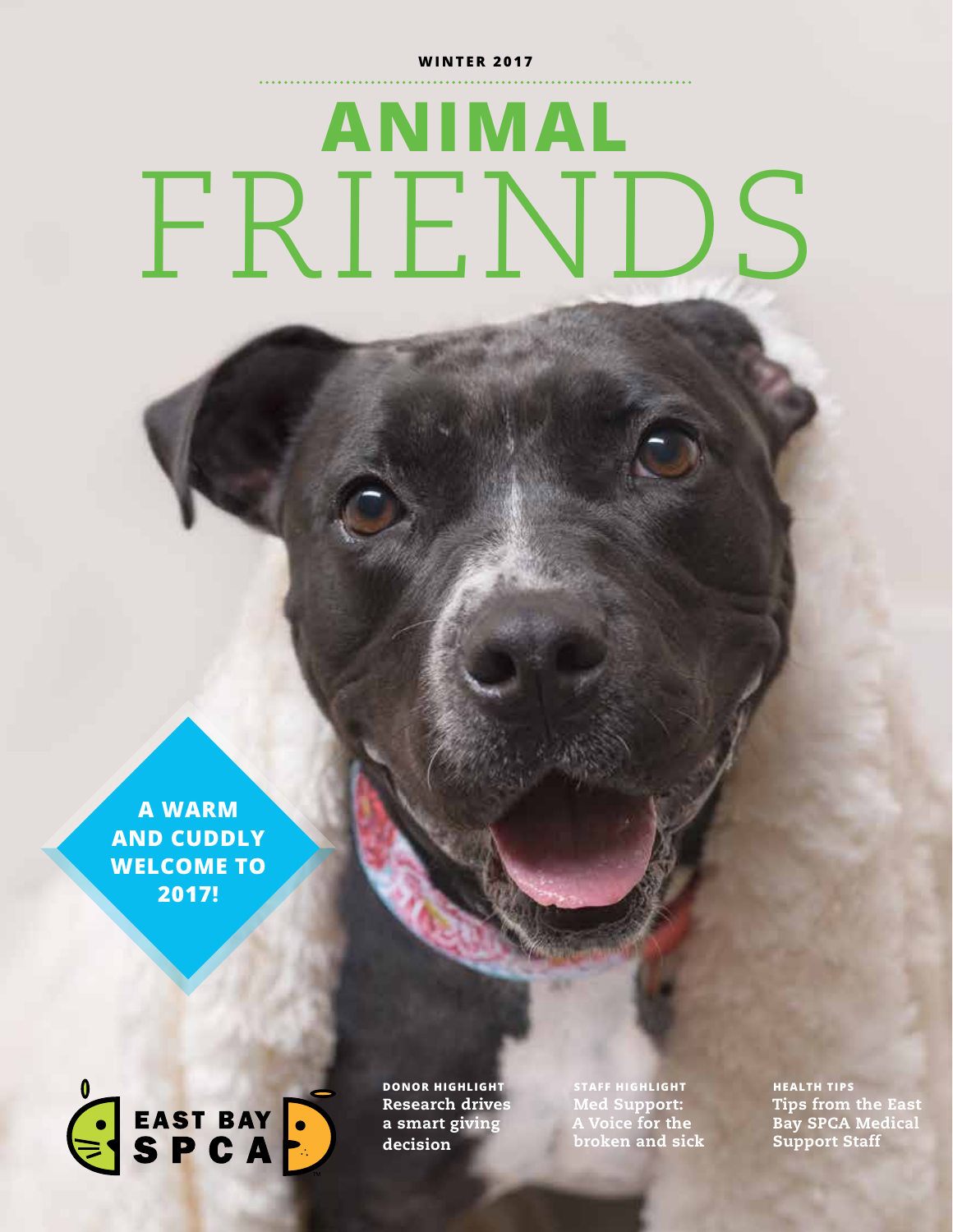WINTER 2017

# ANIMAL FRIENDS

A WARM AND CUDDLY WELCOME TO 2017!

EAST BAY SPCA

**DONOR HIGHLIGHT**
Research drives a smart giving decision

**STAFF HIGHLIGHT**
Med Support: A Voice for the broken and sick

**HEALTH TIPS**
Tips from the East Bay SPCA Medical Support Staff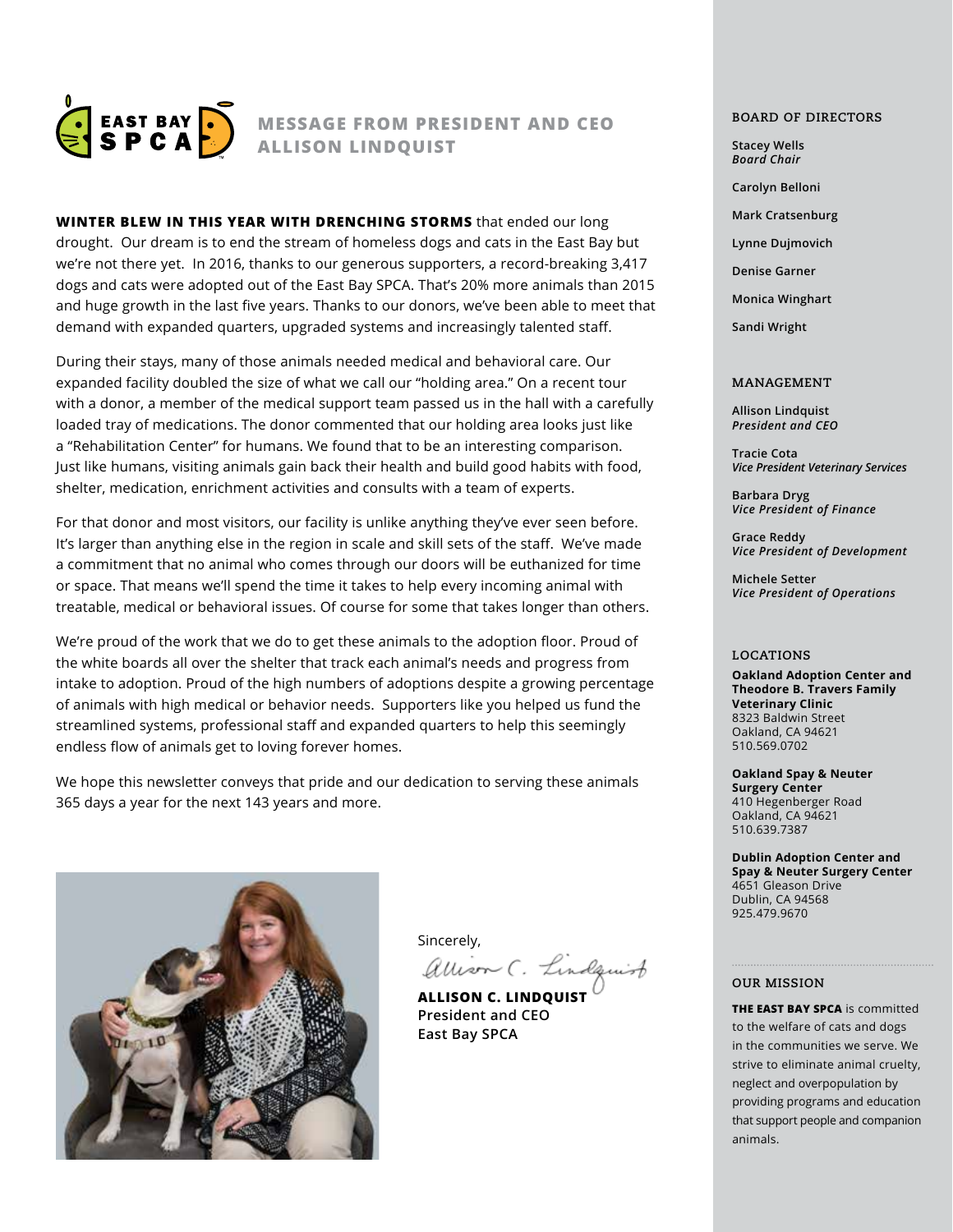## MESSAGE FROM PRESIDENT AND CEO ALLISON LINDQUIST

**WINTER BLEW IN THIS YEAR WITH DRENCHING STORMS** that ended our long drought. Our dream is to end the stream of homeless dogs and cats in the East Bay but we're not there yet. In 2016, thanks to our generous supporters, a record-breaking 3,417 dogs and cats were adopted out of the East Bay SPCA. That's 20% more animals than 2015 and huge growth in the last five years. Thanks to our donors, we've been able to meet that demand with expanded quarters, upgraded systems and increasingly talented staff.

During their stays, many of those animals needed medical and behavioral care. Our expanded facility doubled the size of what we call our "holding area." On a recent tour with a donor, a member of the medical support team passed us in the hall with a carefully loaded tray of medications. The donor commented that our holding area looks just like a "Rehabilitation Center" for humans. We found that to be an interesting comparison. Just like humans, visiting animals gain back their health and build good habits with food, shelter, medication, enrichment activities and consults with a team of experts.

For that donor and most visitors, our facility is unlike anything they've ever seen before. It's larger than anything else in the region in scale and skill sets of the staff. We've made a commitment that no animal who comes through our doors will be euthanized for time or space. That means we'll spend the time it takes to help every incoming animal with treatable, medical or behavioral issues. Of course for some that takes longer than others.

We're proud of the work that we do to get these animals to the adoption floor. Proud of the white boards all over the shelter that track each animal's needs and progress from intake to adoption. Proud of the high numbers of adoptions despite a growing percentage of animals with high medical or behavior needs. Supporters like you helped us fund the streamlined systems, professional staff and expanded quarters to help this seemingly endless flow of animals get to loving forever homes.

We hope this newsletter conveys that pride and our dedication to serving these animals 365 days a year for the next 143 years and more.

Sincerely,

**ALLISON C. LINDQUIST**
**President and CEO**
**East Bay SPCA**

### BOARD OF DIRECTORS

**Stacey Wells**
***Board Chair***

**Carolyn Belloni**

**Mark Cratsenburg**

**Lynne Dujmovich**

**Denise Garner**

**Monica Winghart**

**Sandi Wright**

### MANAGEMENT

**Allison Lindquist**
***President and CEO***

**Tracie Cota**
***Vice President Veterinary Services***

**Barbara Dryg**
***Vice President of Finance***

**Grace Reddy**
***Vice President of Development***

**Michele Setter**
***Vice President of Operations***

### LOCATIONS

**Oakland Adoption Center and Theodore B. Travers Family Veterinary Clinic**
8323 Baldwin Street
Oakland, CA 94621
510.569.0702

**Oakland Spay & Neuter Surgery Center**
410 Hegenberger Road
Oakland, CA 94621
510.639.7387

**Dublin Adoption Center and Spay & Neuter Surgery Center**
4651 Gleason Drive
Dublin, CA 94568
925.479.9670

### OUR MISSION

**THE EAST BAY SPCA** is committed to the welfare of cats and dogs in the communities we serve. We strive to eliminate animal cruelty, neglect and overpopulation by providing programs and education that support people and companion animals.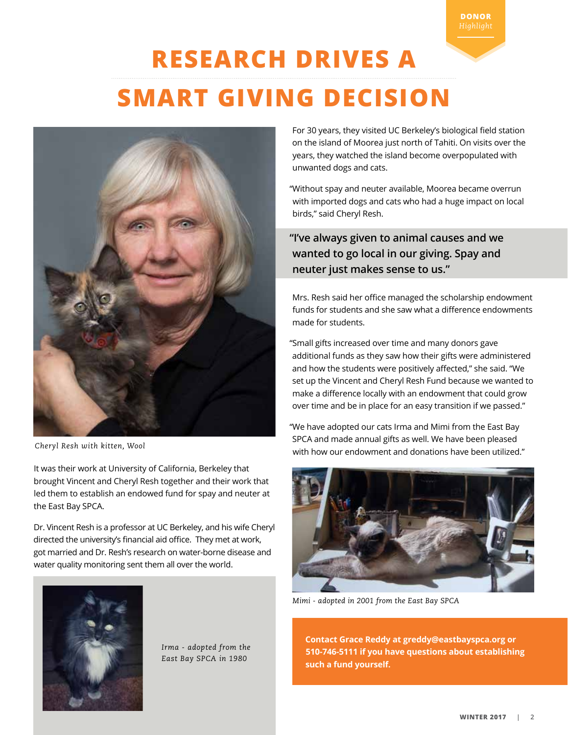DONOR *Highlight*

# RESEARCH DRIVES A SMART GIVING DECISION

*Cheryl Resh with kitten, Wool*

It was their work at University of California, Berkeley that brought Vincent and Cheryl Resh together and their work that led them to establish an endowed fund for spay and neuter at the East Bay SPCA.

Dr. Vincent Resh is a professor at UC Berkeley, and his wife Cheryl directed the university's financial aid office. They met at work, got married and Dr. Resh's research on water-borne disease and water quality monitoring sent them all over the world.

*Irma - adopted from the East Bay SPCA in 1980*

For 30 years, they visited UC Berkeley's biological field station on the island of Moorea just north of Tahiti. On visits over the years, they watched the island become overpopulated with unwanted dogs and cats.

"Without spay and neuter available, Moorea became overrun with imported dogs and cats who had a huge impact on local birds," said Cheryl Resh.

> **"I've always given to animal causes and we wanted to go local in our giving. Spay and neuter just makes sense to us."**

Mrs. Resh said her office managed the scholarship endowment funds for students and she saw what a difference endowments made for students.

"Small gifts increased over time and many donors gave additional funds as they saw how their gifts were administered and how the students were positively affected," she said. "We set up the Vincent and Cheryl Resh Fund because we wanted to make a difference locally with an endowment that could grow over time and be in place for an easy transition if we passed."

"We have adopted our cats Irma and Mimi from the East Bay SPCA and made annual gifts as well. We have been pleased with how our endowment and donations have been utilized."

*Mimi - adopted in 2001 from the East Bay SPCA*

**Contact Grace Reddy at greddy@eastbayspca.org or 510-746-5111 if you have questions about establishing such a fund yourself.**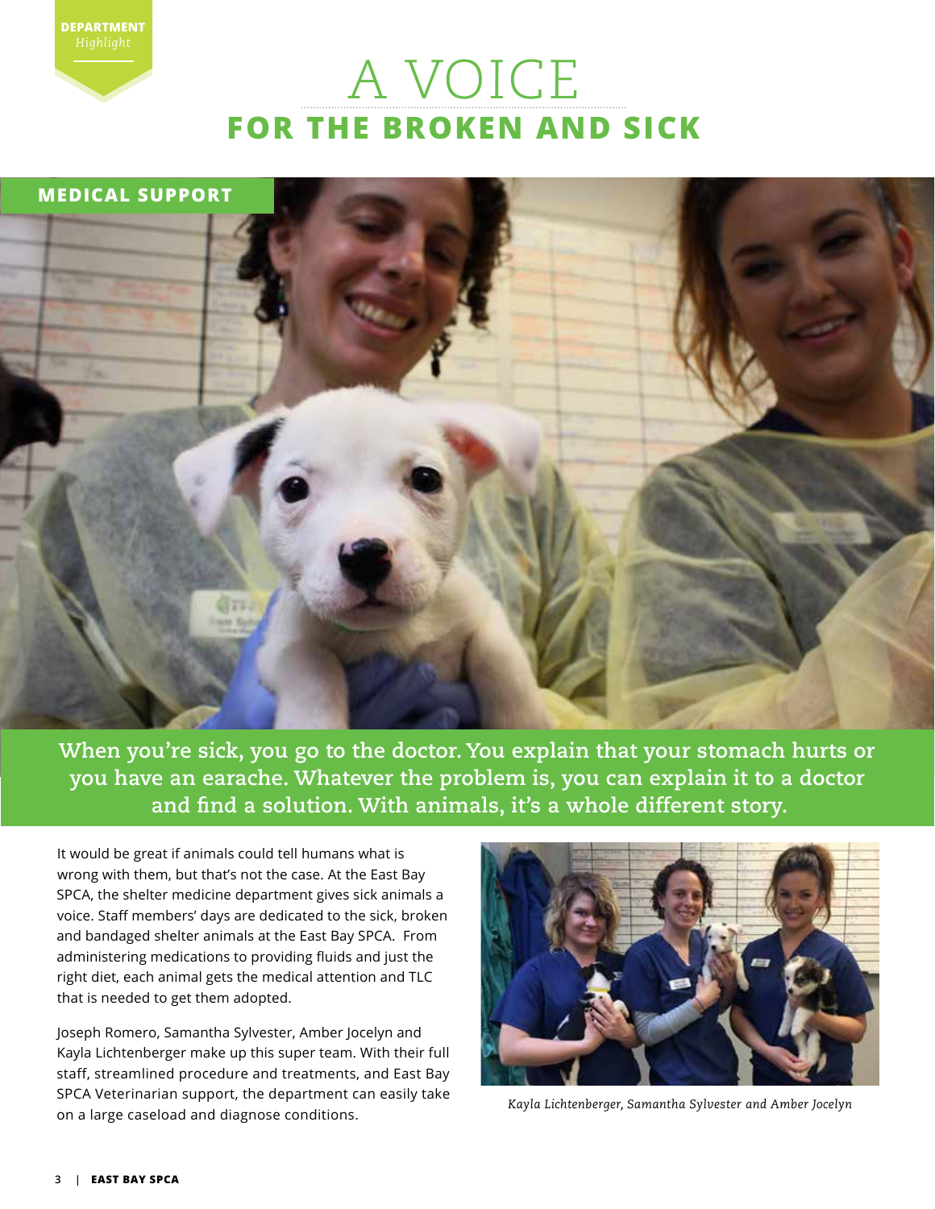DEPARTMENT *Highlight*

# A VOICE FOR THE BROKEN AND SICK

## MEDICAL SUPPORT

**When you're sick, you go to the doctor. You explain that your stomach hurts or you have an earache. Whatever the problem is, you can explain it to a doctor and find a solution. With animals, it's a whole different story.**

It would be great if animals could tell humans what is wrong with them, but that's not the case. At the East Bay SPCA, the shelter medicine department gives sick animals a voice. Staff members' days are dedicated to the sick, broken and bandaged shelter animals at the East Bay SPCA. From administering medications to providing fluids and just the right diet, each animal gets the medical attention and TLC that is needed to get them adopted.

Joseph Romero, Samantha Sylvester, Amber Jocelyn and Kayla Lichtenberger make up this super team. With their full staff, streamlined procedure and treatments, and East Bay SPCA Veterinarian support, the department can easily take on a large caseload and diagnose conditions.

*Kayla Lichtenberger, Samantha Sylvester and Amber Jocelyn*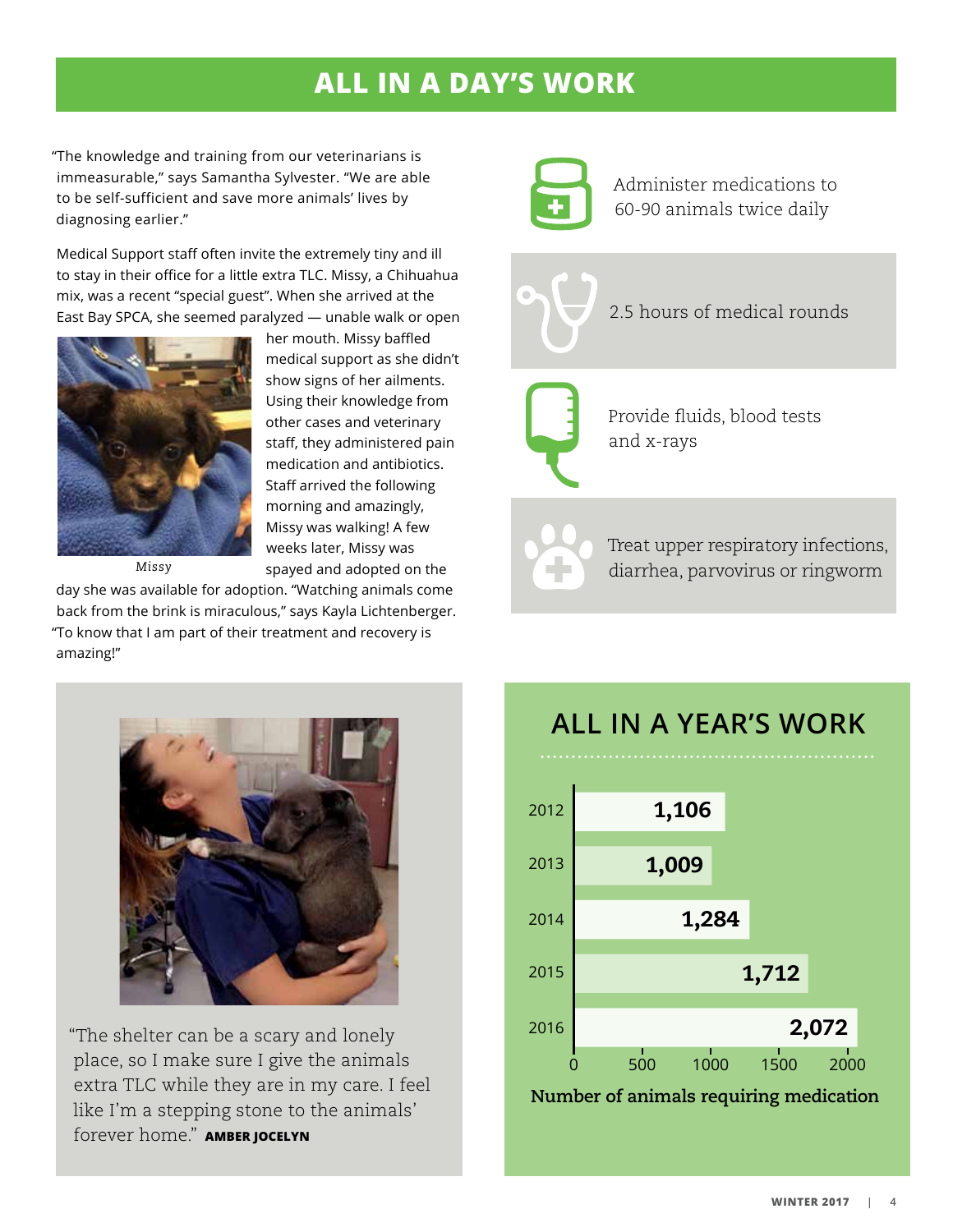# ALL IN A DAY'S WORK

"The knowledge and training from our veterinarians is immeasurable," says Samantha Sylvester. "We are able to be self-sufficient and save more animals' lives by diagnosing earlier."

Medical Support staff often invite the extremely tiny and ill to stay in their office for a little extra TLC. Missy, a Chihuahua mix, was a recent "special guest". When she arrived at the East Bay SPCA, she seemed paralyzed — unable walk or open her mouth. Missy baffled medical support as she didn't show signs of her ailments. Using their knowledge from other cases and veterinary staff, they administered pain medication and antibiotics. Staff arrived the following morning and amazingly, Missy was walking! A few weeks later, Missy was spayed and adopted on the day she was available for adoption. "Watching animals come back from the brink is miraculous," says Kayla Lichtenberger. "To know that I am part of their treatment and recovery is amazing!"

*Missy*

- Administer medications to 60-90 animals twice daily
- 2.5 hours of medical rounds
- Provide fluids, blood tests and x-rays
- Treat upper respiratory infections, diarrhea, parvovirus or ringworm

"The shelter can be a scary and lonely place, so I make sure I give the animals extra TLC while they are in my care. I feel like I'm a stepping stone to the animals' forever home." **AMBER JOCELYN**

## ALL IN A YEAR'S WORK

| Year | Number of animals requiring medication |
|---|---|
| 2012 | 1,106 |
| 2013 | 1,009 |
| 2014 | 1,284 |
| 2015 | 1,712 |
| 2016 | 2,072 |

**Number of animals requiring medication**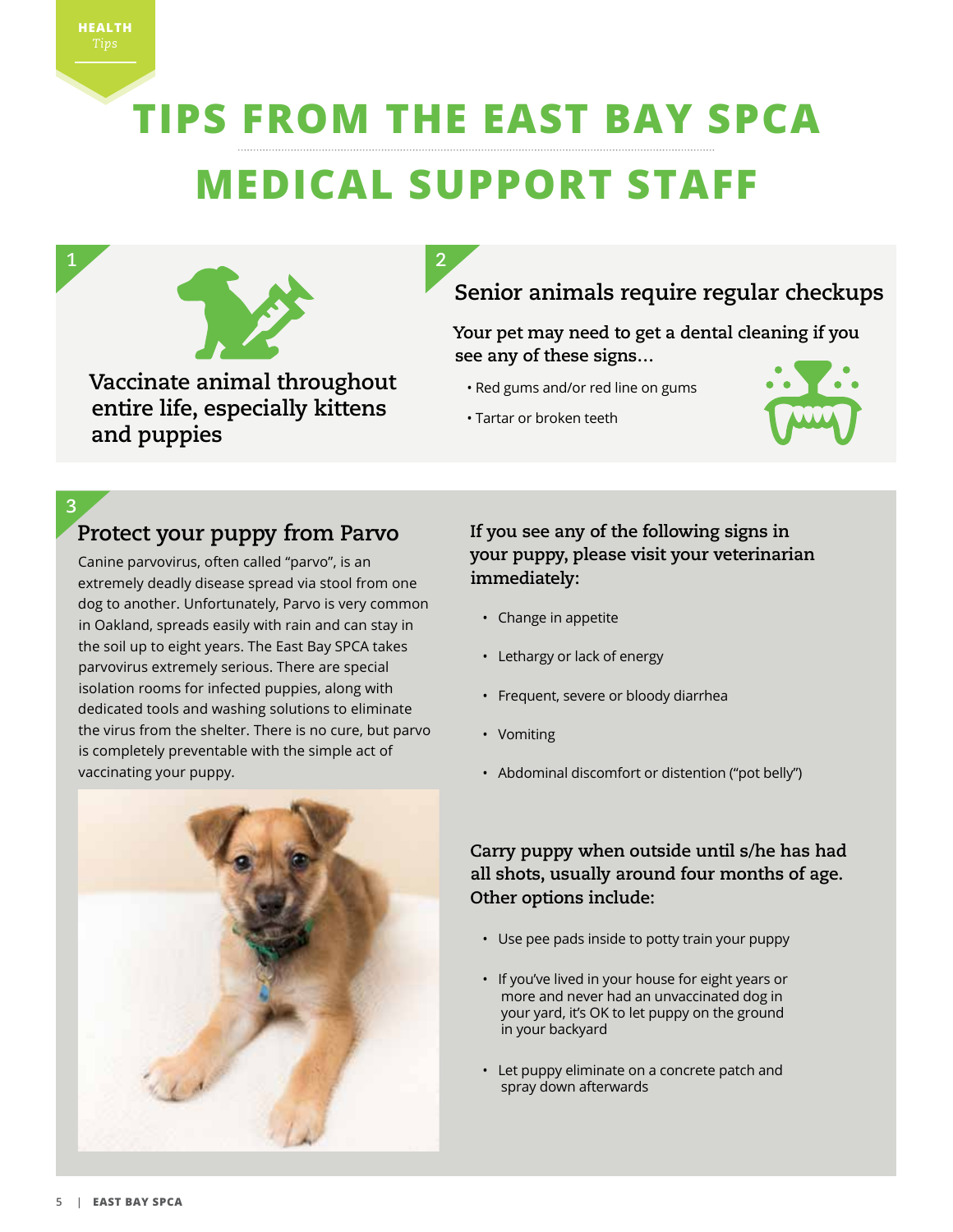HEALTH *Tips*

# TIPS FROM THE EAST BAY SPCA MEDICAL SUPPORT STAFF

## 1

**Vaccinate animal throughout entire life, especially kittens and puppies**

## 2

### Senior animals require regular checkups

**Your pet may need to get a dental cleaning if you see any of these signs...**

- Red gums and/or red line on gums
- Tartar or broken teeth

## 3

### Protect your puppy from Parvo

Canine parvovirus, often called "parvo", is an extremely deadly disease spread via stool from one dog to another. Unfortunately, Parvo is very common in Oakland, spreads easily with rain and can stay in the soil up to eight years. The East Bay SPCA takes parvovirus extremely serious. There are special isolation rooms for infected puppies, along with dedicated tools and washing solutions to eliminate the virus from the shelter. There is no cure, but parvo is completely preventable with the simple act of vaccinating your puppy.

**If you see any of the following signs in your puppy, please visit your veterinarian immediately:**

- Change in appetite
- Lethargy or lack of energy
- Frequent, severe or bloody diarrhea
- Vomiting
- Abdominal discomfort or distention ("pot belly")

**Carry puppy when outside until s/he has had all shots, usually around four months of age. Other options include:**

- Use pee pads inside to potty train your puppy
- If you've lived in your house for eight years or more and never had an unvaccinated dog in your yard, it's OK to let puppy on the ground in your backyard
- Let puppy eliminate on a concrete patch and spray down afterwards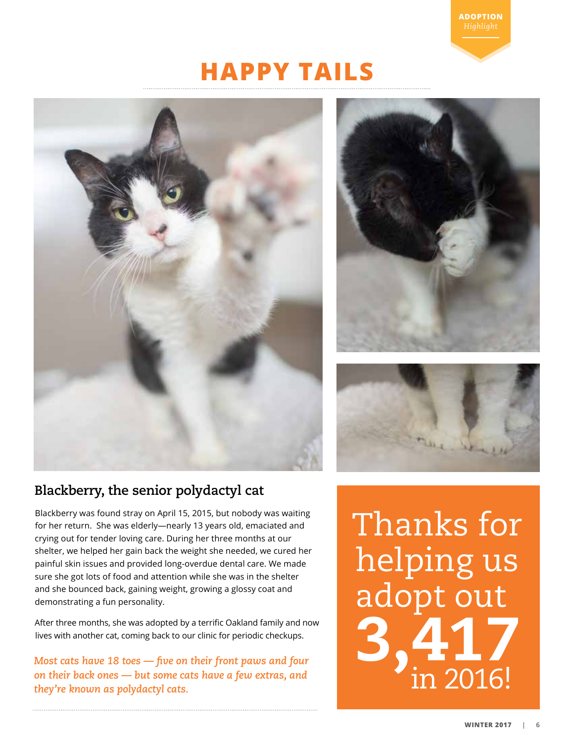ADOPTION *Highlight*

# HAPPY TAILS

## Blackberry, the senior polydactyl cat

Blackberry was found stray on April 15, 2015, but nobody was waiting for her return. She was elderly—nearly 13 years old, emaciated and crying out for tender loving care. During her three months at our shelter, we helped her gain back the weight she needed, we cured her painful skin issues and provided long-overdue dental care. We made sure she got lots of food and attention while she was in the shelter and she bounced back, gaining weight, growing a glossy coat and demonstrating a fun personality.

After three months, she was adopted by a terrific Oakland family and now lives with another cat, coming back to our clinic for periodic checkups.

*Most cats have 18 toes — five on their front paws and four on their back ones — but some cats have a few extras, and they're known as polydactyl cats.*

Thanks for helping us adopt out **3,417** in 2016!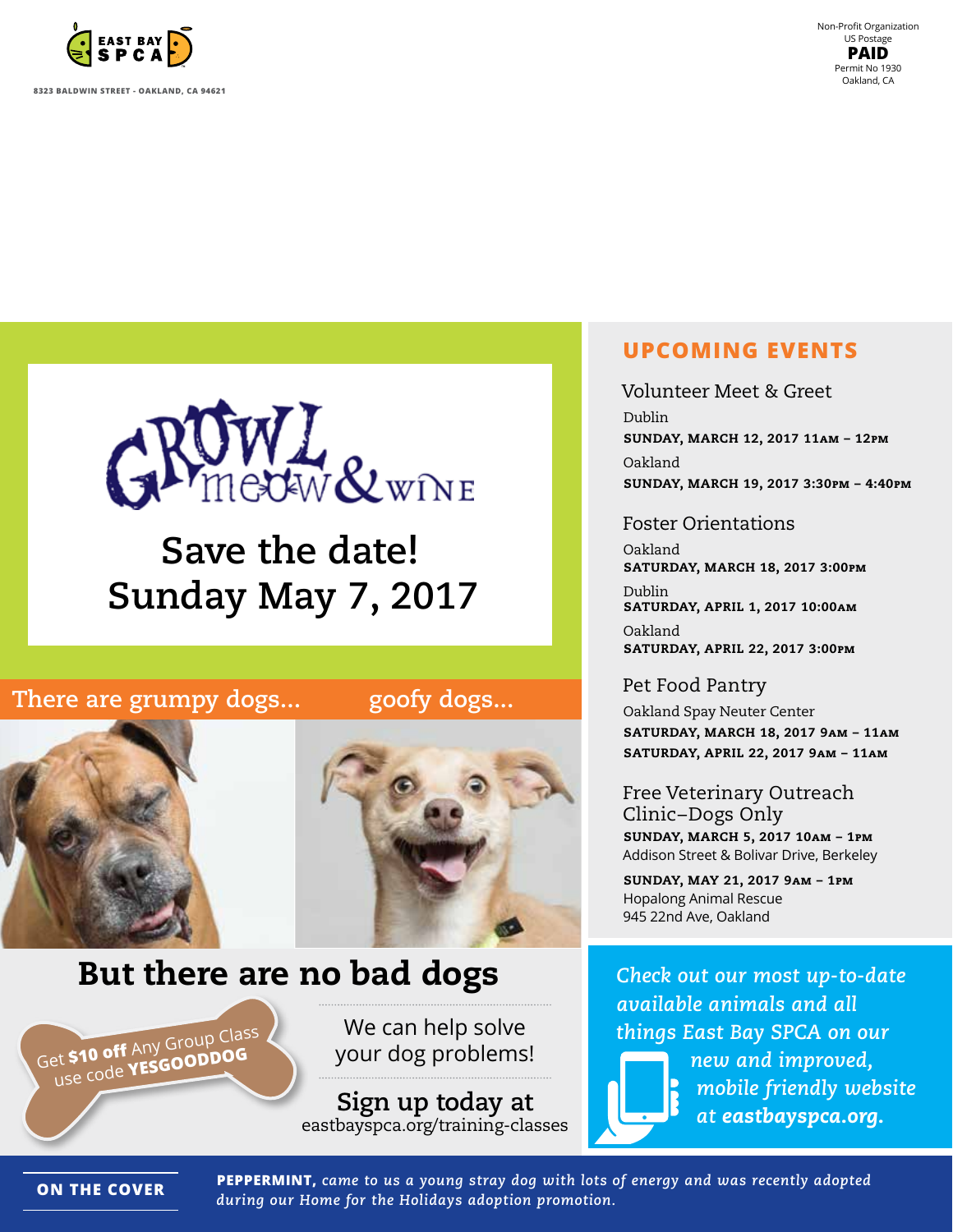EAST BAY SPCA

8323 BALDWIN STREET - OAKLAND, CA 94621

Non-Profit Organization
US Postage
**PAID**
Permit No 1930
Oakland, CA

# GROWL meow & WINE

## Save the date!
## Sunday May 7, 2017

There are grumpy dogs... goofy dogs...

## But there are no bad dogs

Get **$10 off** Any Group Class use code **YESGOODDOG**

We can help solve your dog problems!

**Sign up today at**
eastbayspca.org/training-classes

## UPCOMING EVENTS

### Volunteer Meet & Greet

Dublin
**SUNDAY, MARCH 12, 2017 11AM – 12PM**

Oakland
**SUNDAY, MARCH 19, 2017 3:30PM – 4:40PM**

### Foster Orientations

Oakland
**SATURDAY, MARCH 18, 2017 3:00PM**

Dublin
**SATURDAY, APRIL 1, 2017 10:00AM**

Oakland
**SATURDAY, APRIL 22, 2017 3:00PM**

### Pet Food Pantry

Oakland Spay Neuter Center
**SATURDAY, MARCH 18, 2017 9AM – 11AM**
**SATURDAY, APRIL 22, 2017 9AM – 11AM**

### Free Veterinary Outreach Clinic–Dogs Only

**SUNDAY, MARCH 5, 2017 10AM – 1PM**
Addison Street & Bolivar Drive, Berkeley

**SUNDAY, MAY 21, 2017 9AM – 1PM**
Hopalong Animal Rescue
945 22nd Ave, Oakland

*Check out our most up-to-date available animals and all things East Bay SPCA on our new and improved, mobile friendly website at **eastbayspca.org**.*

**ON THE COVER**

**PEPPERMINT,** *came to us a young stray dog with lots of energy and was recently adopted during our Home for the Holidays adoption promotion.*